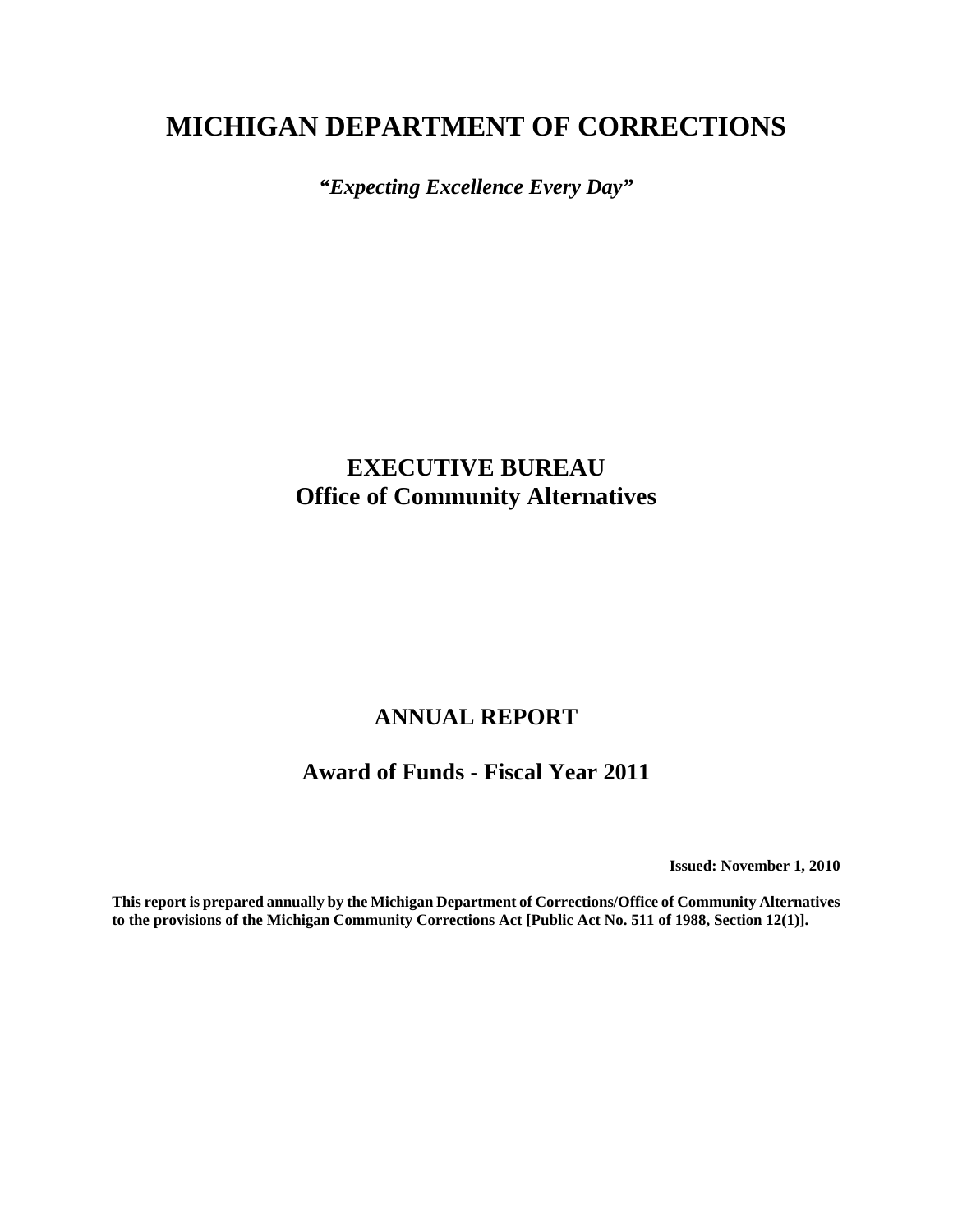# MICHIGAN DEPARTMENT OF CORRECTIONS

***"Expecting Excellence Every Day"***

## EXECUTIVE BUREAU
## Office of Community Alternatives

## ANNUAL REPORT

## Award of Funds - Fiscal Year 2011

**Issued: November 1, 2010**

**This report is prepared annually by the Michigan Department of Corrections/Office of Community Alternatives to the provisions of the Michigan Community Corrections Act [Public Act No. 511 of 1988, Section 12(1)].**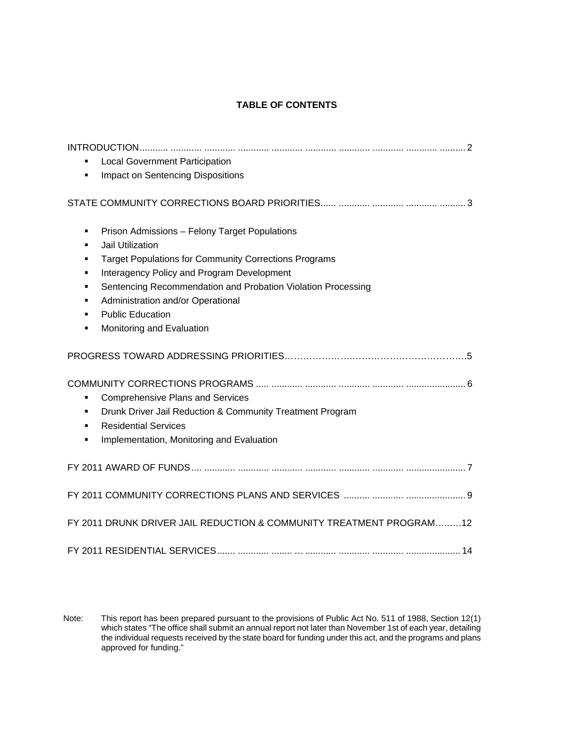# TABLE OF CONTENTS

INTRODUCTION .......... 2

- Local Government Participation
- Impact on Sentencing Dispositions

STATE COMMUNITY CORRECTIONS BOARD PRIORITIES .......... 3

- Prison Admissions – Felony Target Populations
- Jail Utilization
- Target Populations for Community Corrections Programs
- Interagency Policy and Program Development
- Sentencing Recommendation and Probation Violation Processing
- Administration and/or Operational
- Public Education
- Monitoring and Evaluation

PROGRESS TOWARD ADDRESSING PRIORITIES .......... 5

COMMUNITY CORRECTIONS PROGRAMS .......... 6

- Comprehensive Plans and Services
- Drunk Driver Jail Reduction & Community Treatment Program
- Residential Services
- Implementation, Monitoring and Evaluation

FY 2011 AWARD OF FUNDS .......... 7

FY 2011 COMMUNITY CORRECTIONS PLANS AND SERVICES .......... 9

FY 2011 DRUNK DRIVER JAIL REDUCTION & COMMUNITY TREATMENT PROGRAM .......... 12

FY 2011 RESIDENTIAL SERVICES .......... 14

Note: This report has been prepared pursuant to the provisions of Public Act No. 511 of 1988, Section 12(1) which states "The office shall submit an annual report not later than November 1st of each year, detailing the individual requests received by the state board for funding under this act, and the programs and plans approved for funding."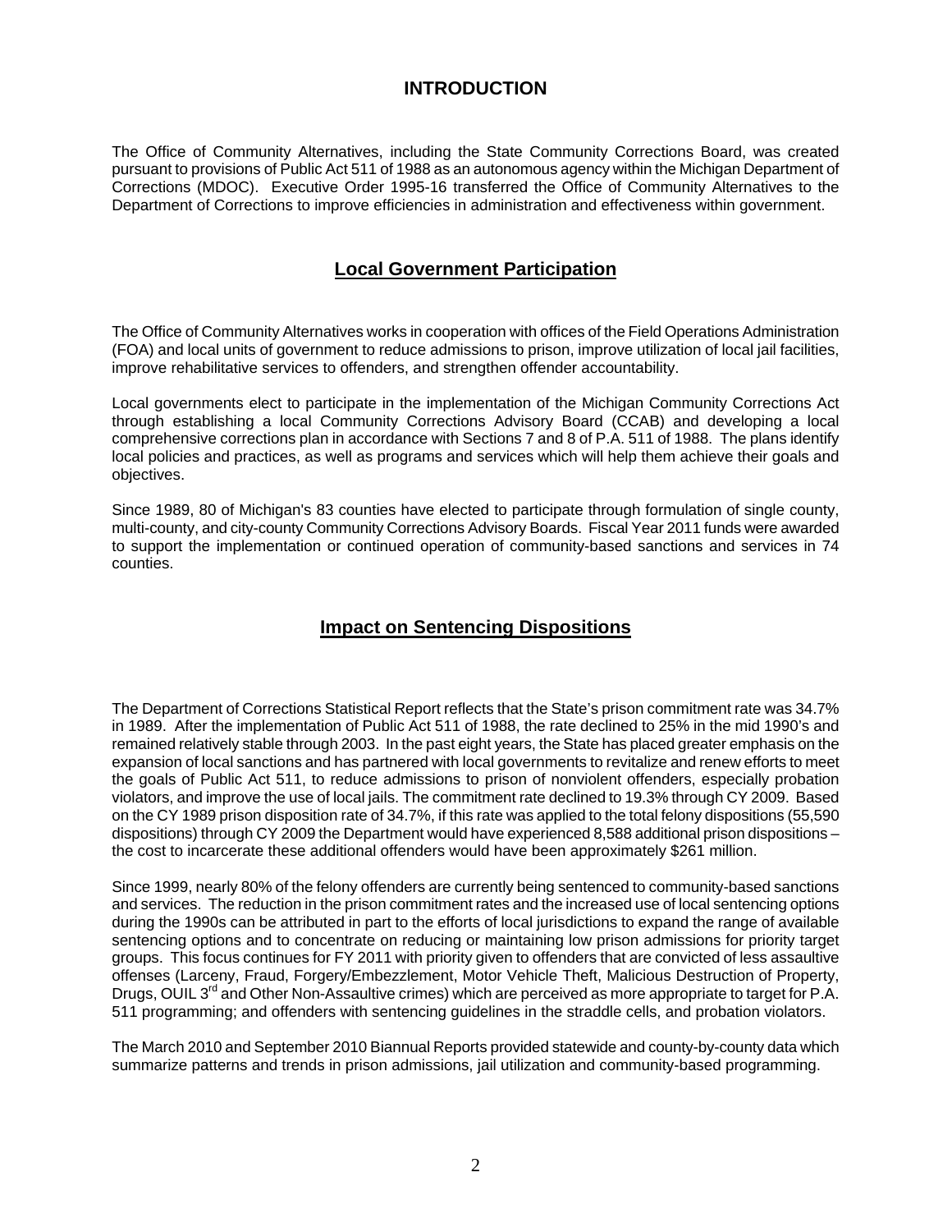# INTRODUCTION

The Office of Community Alternatives, including the State Community Corrections Board, was created pursuant to provisions of Public Act 511 of 1988 as an autonomous agency within the Michigan Department of Corrections (MDOC). Executive Order 1995-16 transferred the Office of Community Alternatives to the Department of Corrections to improve efficiencies in administration and effectiveness within government.

## Local Government Participation

The Office of Community Alternatives works in cooperation with offices of the Field Operations Administration (FOA) and local units of government to reduce admissions to prison, improve utilization of local jail facilities, improve rehabilitative services to offenders, and strengthen offender accountability.

Local governments elect to participate in the implementation of the Michigan Community Corrections Act through establishing a local Community Corrections Advisory Board (CCAB) and developing a local comprehensive corrections plan in accordance with Sections 7 and 8 of P.A. 511 of 1988. The plans identify local policies and practices, as well as programs and services which will help them achieve their goals and objectives.

Since 1989, 80 of Michigan's 83 counties have elected to participate through formulation of single county, multi-county, and city-county Community Corrections Advisory Boards. Fiscal Year 2011 funds were awarded to support the implementation or continued operation of community-based sanctions and services in 74 counties.

## Impact on Sentencing Dispositions

The Department of Corrections Statistical Report reflects that the State's prison commitment rate was 34.7% in 1989. After the implementation of Public Act 511 of 1988, the rate declined to 25% in the mid 1990's and remained relatively stable through 2003. In the past eight years, the State has placed greater emphasis on the expansion of local sanctions and has partnered with local governments to revitalize and renew efforts to meet the goals of Public Act 511, to reduce admissions to prison of nonviolent offenders, especially probation violators, and improve the use of local jails. The commitment rate declined to 19.3% through CY 2009. Based on the CY 1989 prison disposition rate of 34.7%, if this rate was applied to the total felony dispositions (55,590 dispositions) through CY 2009 the Department would have experienced 8,588 additional prison dispositions – the cost to incarcerate these additional offenders would have been approximately $261 million.

Since 1999, nearly 80% of the felony offenders are currently being sentenced to community-based sanctions and services. The reduction in the prison commitment rates and the increased use of local sentencing options during the 1990s can be attributed in part to the efforts of local jurisdictions to expand the range of available sentencing options and to concentrate on reducing or maintaining low prison admissions for priority target groups. This focus continues for FY 2011 with priority given to offenders that are convicted of less assaultive offenses (Larceny, Fraud, Forgery/Embezzlement, Motor Vehicle Theft, Malicious Destruction of Property, Drugs, OUIL 3rd and Other Non-Assaultive crimes) which are perceived as more appropriate to target for P.A. 511 programming; and offenders with sentencing guidelines in the straddle cells, and probation violators.

The March 2010 and September 2010 Biannual Reports provided statewide and county-by-county data which summarize patterns and trends in prison admissions, jail utilization and community-based programming.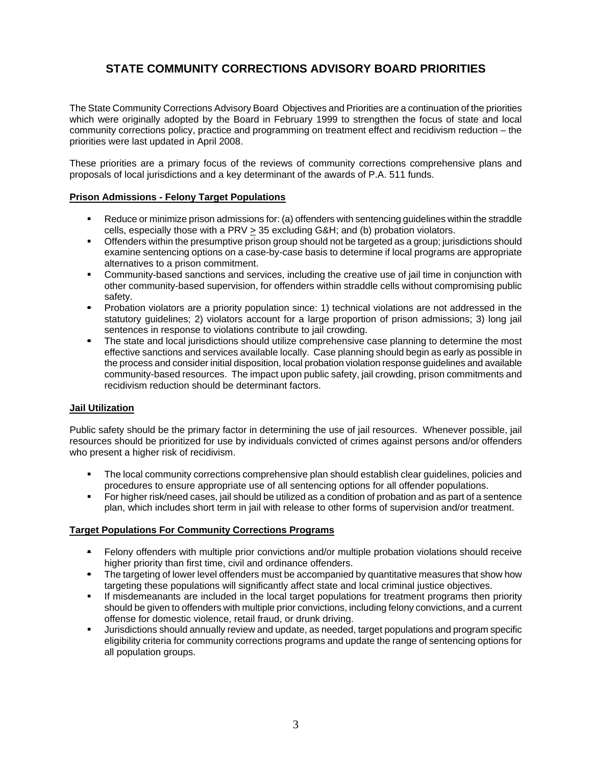# STATE COMMUNITY CORRECTIONS ADVISORY BOARD PRIORITIES

The State Community Corrections Advisory Board Objectives and Priorities are a continuation of the priorities which were originally adopted by the Board in February 1999 to strengthen the focus of state and local community corrections policy, practice and programming on treatment effect and recidivism reduction – the priorities were last updated in April 2008.

These priorities are a primary focus of the reviews of community corrections comprehensive plans and proposals of local jurisdictions and a key determinant of the awards of P.A. 511 funds.

**Prison Admissions - Felony Target Populations**

- Reduce or minimize prison admissions for: (a) offenders with sentencing guidelines within the straddle cells, especially those with a PRV $\geq$ 35 excluding G&H; and (b) probation violators.
- Offenders within the presumptive prison group should not be targeted as a group; jurisdictions should examine sentencing options on a case-by-case basis to determine if local programs are appropriate alternatives to a prison commitment.
- Community-based sanctions and services, including the creative use of jail time in conjunction with other community-based supervision, for offenders within straddle cells without compromising public safety.
- Probation violators are a priority population since: 1) technical violations are not addressed in the statutory guidelines; 2) violators account for a large proportion of prison admissions; 3) long jail sentences in response to violations contribute to jail crowding.
- The state and local jurisdictions should utilize comprehensive case planning to determine the most effective sanctions and services available locally. Case planning should begin as early as possible in the process and consider initial disposition, local probation violation response guidelines and available community-based resources. The impact upon public safety, jail crowding, prison commitments and recidivism reduction should be determinant factors.

**Jail Utilization**

Public safety should be the primary factor in determining the use of jail resources. Whenever possible, jail resources should be prioritized for use by individuals convicted of crimes against persons and/or offenders who present a higher risk of recidivism.

- The local community corrections comprehensive plan should establish clear guidelines, policies and procedures to ensure appropriate use of all sentencing options for all offender populations.
- For higher risk/need cases, jail should be utilized as a condition of probation and as part of a sentence plan, which includes short term in jail with release to other forms of supervision and/or treatment.

**Target Populations For Community Corrections Programs**

- Felony offenders with multiple prior convictions and/or multiple probation violations should receive higher priority than first time, civil and ordinance offenders.
- The targeting of lower level offenders must be accompanied by quantitative measures that show how targeting these populations will significantly affect state and local criminal justice objectives.
- If misdemeanants are included in the local target populations for treatment programs then priority should be given to offenders with multiple prior convictions, including felony convictions, and a current offense for domestic violence, retail fraud, or drunk driving.
- Jurisdictions should annually review and update, as needed, target populations and program specific eligibility criteria for community corrections programs and update the range of sentencing options for all population groups.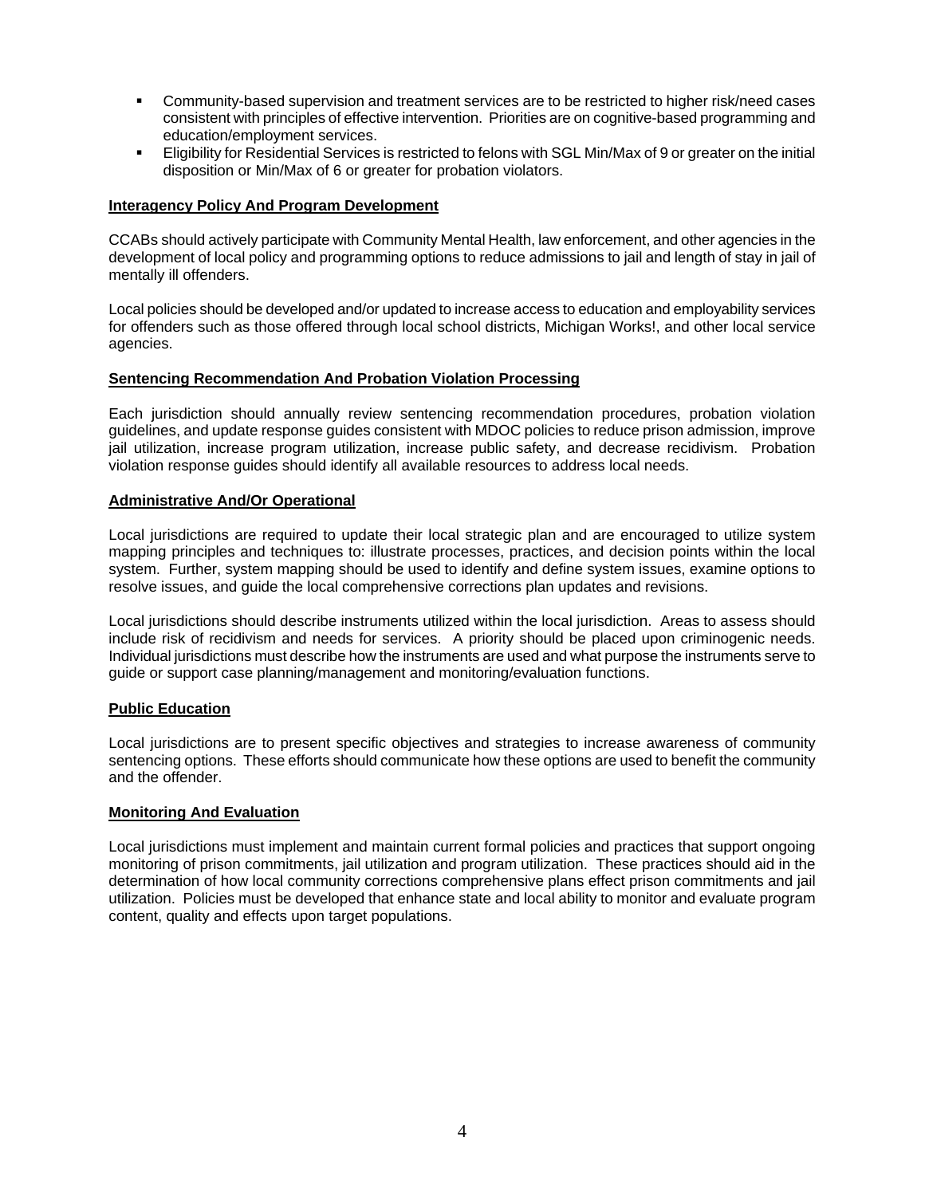- Community-based supervision and treatment services are to be restricted to higher risk/need cases consistent with principles of effective intervention. Priorities are on cognitive-based programming and education/employment services.
- Eligibility for Residential Services is restricted to felons with SGL Min/Max of 9 or greater on the initial disposition or Min/Max of 6 or greater for probation violators.

**Interagency Policy And Program Development**

CCABs should actively participate with Community Mental Health, law enforcement, and other agencies in the development of local policy and programming options to reduce admissions to jail and length of stay in jail of mentally ill offenders.

Local policies should be developed and/or updated to increase access to education and employability services for offenders such as those offered through local school districts, Michigan Works!, and other local service agencies.

**Sentencing Recommendation And Probation Violation Processing**

Each jurisdiction should annually review sentencing recommendation procedures, probation violation guidelines, and update response guides consistent with MDOC policies to reduce prison admission, improve jail utilization, increase program utilization, increase public safety, and decrease recidivism. Probation violation response guides should identify all available resources to address local needs.

**Administrative And/Or Operational**

Local jurisdictions are required to update their local strategic plan and are encouraged to utilize system mapping principles and techniques to: illustrate processes, practices, and decision points within the local system. Further, system mapping should be used to identify and define system issues, examine options to resolve issues, and guide the local comprehensive corrections plan updates and revisions.

Local jurisdictions should describe instruments utilized within the local jurisdiction. Areas to assess should include risk of recidivism and needs for services. A priority should be placed upon criminogenic needs. Individual jurisdictions must describe how the instruments are used and what purpose the instruments serve to guide or support case planning/management and monitoring/evaluation functions.

**Public Education**

Local jurisdictions are to present specific objectives and strategies to increase awareness of community sentencing options. These efforts should communicate how these options are used to benefit the community and the offender.

**Monitoring And Evaluation**

Local jurisdictions must implement and maintain current formal policies and practices that support ongoing monitoring of prison commitments, jail utilization and program utilization. These practices should aid in the determination of how local community corrections comprehensive plans effect prison commitments and jail utilization. Policies must be developed that enhance state and local ability to monitor and evaluate program content, quality and effects upon target populations.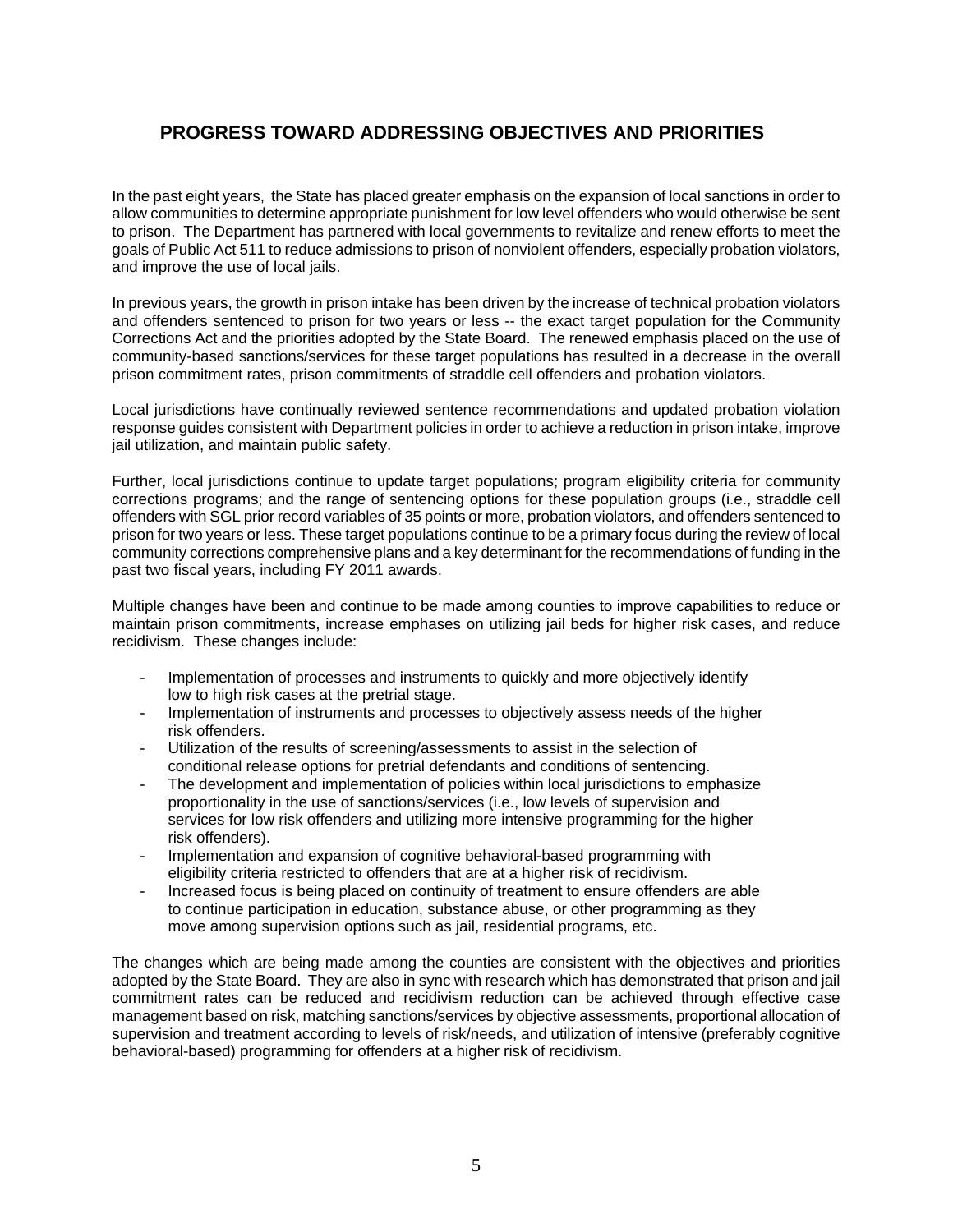## PROGRESS TOWARD ADDRESSING OBJECTIVES AND PRIORITIES

In the past eight years, the State has placed greater emphasis on the expansion of local sanctions in order to allow communities to determine appropriate punishment for low level offenders who would otherwise be sent to prison. The Department has partnered with local governments to revitalize and renew efforts to meet the goals of Public Act 511 to reduce admissions to prison of nonviolent offenders, especially probation violators, and improve the use of local jails.

In previous years, the growth in prison intake has been driven by the increase of technical probation violators and offenders sentenced to prison for two years or less -- the exact target population for the Community Corrections Act and the priorities adopted by the State Board. The renewed emphasis placed on the use of community-based sanctions/services for these target populations has resulted in a decrease in the overall prison commitment rates, prison commitments of straddle cell offenders and probation violators.

Local jurisdictions have continually reviewed sentence recommendations and updated probation violation response guides consistent with Department policies in order to achieve a reduction in prison intake, improve jail utilization, and maintain public safety.

Further, local jurisdictions continue to update target populations; program eligibility criteria for community corrections programs; and the range of sentencing options for these population groups (i.e., straddle cell offenders with SGL prior record variables of 35 points or more, probation violators, and offenders sentenced to prison for two years or less. These target populations continue to be a primary focus during the review of local community corrections comprehensive plans and a key determinant for the recommendations of funding in the past two fiscal years, including FY 2011 awards.

Multiple changes have been and continue to be made among counties to improve capabilities to reduce or maintain prison commitments, increase emphases on utilizing jail beds for higher risk cases, and reduce recidivism. These changes include:

- Implementation of processes and instruments to quickly and more objectively identify low to high risk cases at the pretrial stage.
- Implementation of instruments and processes to objectively assess needs of the higher risk offenders.
- Utilization of the results of screening/assessments to assist in the selection of conditional release options for pretrial defendants and conditions of sentencing.
- The development and implementation of policies within local jurisdictions to emphasize proportionality in the use of sanctions/services (i.e., low levels of supervision and services for low risk offenders and utilizing more intensive programming for the higher risk offenders).
- Implementation and expansion of cognitive behavioral-based programming with eligibility criteria restricted to offenders that are at a higher risk of recidivism.
- Increased focus is being placed on continuity of treatment to ensure offenders are able to continue participation in education, substance abuse, or other programming as they move among supervision options such as jail, residential programs, etc.

The changes which are being made among the counties are consistent with the objectives and priorities adopted by the State Board. They are also in sync with research which has demonstrated that prison and jail commitment rates can be reduced and recidivism reduction can be achieved through effective case management based on risk, matching sanctions/services by objective assessments, proportional allocation of supervision and treatment according to levels of risk/needs, and utilization of intensive (preferably cognitive behavioral-based) programming for offenders at a higher risk of recidivism.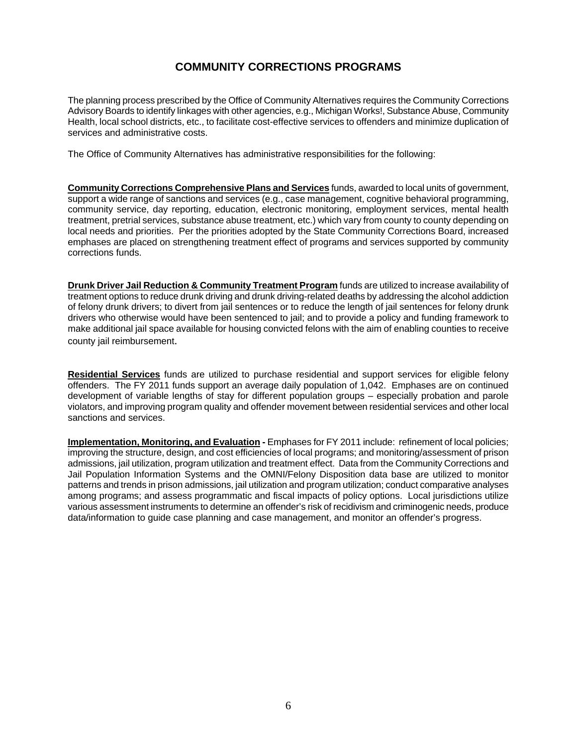# COMMUNITY CORRECTIONS PROGRAMS

The planning process prescribed by the Office of Community Alternatives requires the Community Corrections Advisory Boards to identify linkages with other agencies, e.g., Michigan Works!, Substance Abuse, Community Health, local school districts, etc., to facilitate cost-effective services to offenders and minimize duplication of services and administrative costs.

The Office of Community Alternatives has administrative responsibilities for the following:

**Community Corrections Comprehensive Plans and Services** funds, awarded to local units of government, support a wide range of sanctions and services (e.g., case management, cognitive behavioral programming, community service, day reporting, education, electronic monitoring, employment services, mental health treatment, pretrial services, substance abuse treatment, etc.) which vary from county to county depending on local needs and priorities. Per the priorities adopted by the State Community Corrections Board, increased emphases are placed on strengthening treatment effect of programs and services supported by community corrections funds.

**Drunk Driver Jail Reduction & Community Treatment Program** funds are utilized to increase availability of treatment options to reduce drunk driving and drunk driving-related deaths by addressing the alcohol addiction of felony drunk drivers; to divert from jail sentences or to reduce the length of jail sentences for felony drunk drivers who otherwise would have been sentenced to jail; and to provide a policy and funding framework to make additional jail space available for housing convicted felons with the aim of enabling counties to receive county jail reimbursement.

**Residential Services** funds are utilized to purchase residential and support services for eligible felony offenders. The FY 2011 funds support an average daily population of 1,042. Emphases are on continued development of variable lengths of stay for different population groups – especially probation and parole violators, and improving program quality and offender movement between residential services and other local sanctions and services.

**Implementation, Monitoring, and Evaluation -** Emphases for FY 2011 include: refinement of local policies; improving the structure, design, and cost efficiencies of local programs; and monitoring/assessment of prison admissions, jail utilization, program utilization and treatment effect. Data from the Community Corrections and Jail Population Information Systems and the OMNI/Felony Disposition data base are utilized to monitor patterns and trends in prison admissions, jail utilization and program utilization; conduct comparative analyses among programs; and assess programmatic and fiscal impacts of policy options. Local jurisdictions utilize various assessment instruments to determine an offender's risk of recidivism and criminogenic needs, produce data/information to guide case planning and case management, and monitor an offender's progress.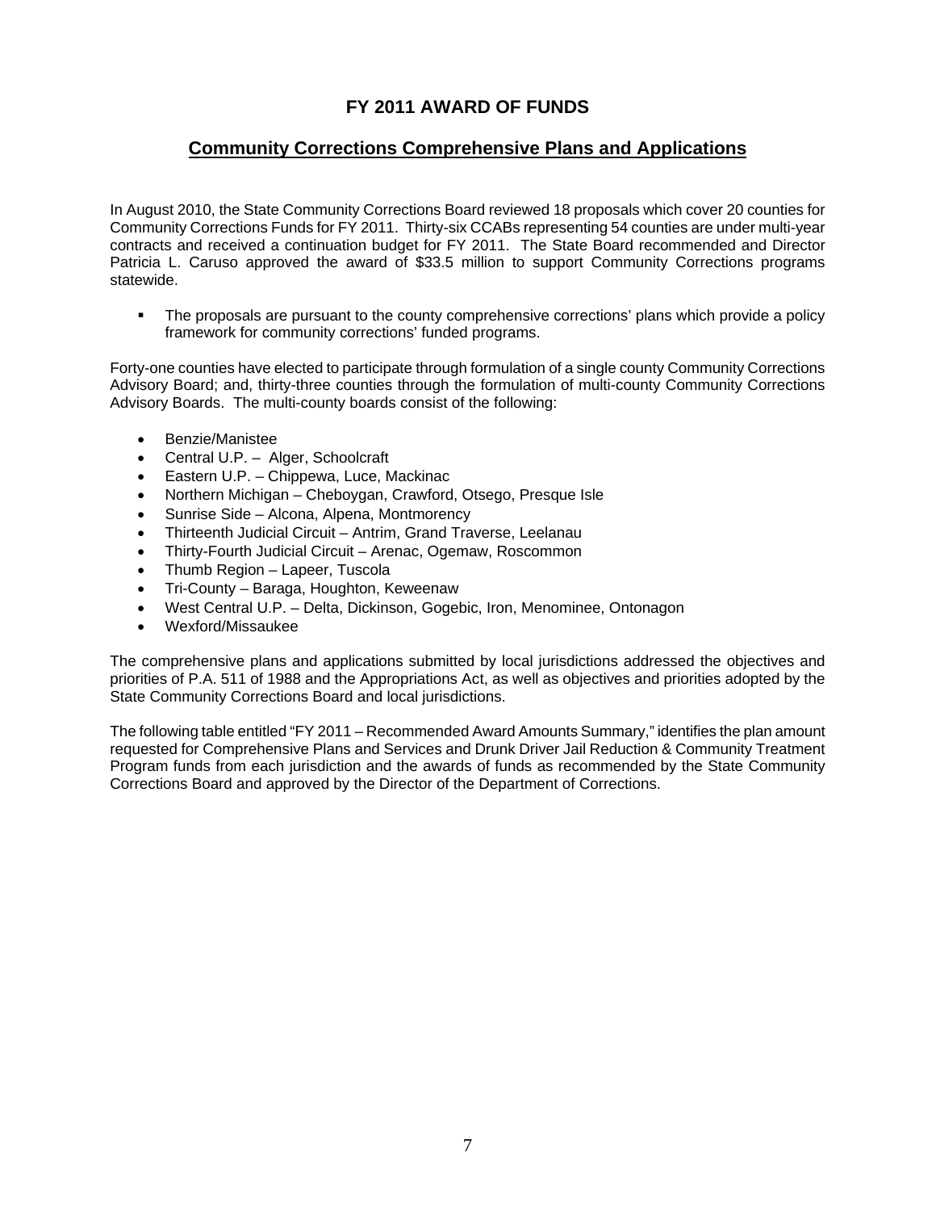# FY 2011 AWARD OF FUNDS

## Community Corrections Comprehensive Plans and Applications

In August 2010, the State Community Corrections Board reviewed 18 proposals which cover 20 counties for Community Corrections Funds for FY 2011. Thirty-six CCABs representing 54 counties are under multi-year contracts and received a continuation budget for FY 2011. The State Board recommended and Director Patricia L. Caruso approved the award of $33.5 million to support Community Corrections programs statewide.

- The proposals are pursuant to the county comprehensive corrections' plans which provide a policy framework for community corrections' funded programs.

Forty-one counties have elected to participate through formulation of a single county Community Corrections Advisory Board; and, thirty-three counties through the formulation of multi-county Community Corrections Advisory Boards. The multi-county boards consist of the following:

- Benzie/Manistee
- Central U.P. – Alger, Schoolcraft
- Eastern U.P. – Chippewa, Luce, Mackinac
- Northern Michigan – Cheboygan, Crawford, Otsego, Presque Isle
- Sunrise Side – Alcona, Alpena, Montmorency
- Thirteenth Judicial Circuit – Antrim, Grand Traverse, Leelanau
- Thirty-Fourth Judicial Circuit – Arenac, Ogemaw, Roscommon
- Thumb Region – Lapeer, Tuscola
- Tri-County – Baraga, Houghton, Keweenaw
- West Central U.P. – Delta, Dickinson, Gogebic, Iron, Menominee, Ontonagon
- Wexford/Missaukee

The comprehensive plans and applications submitted by local jurisdictions addressed the objectives and priorities of P.A. 511 of 1988 and the Appropriations Act, as well as objectives and priorities adopted by the State Community Corrections Board and local jurisdictions.

The following table entitled "FY 2011 – Recommended Award Amounts Summary," identifies the plan amount requested for Comprehensive Plans and Services and Drunk Driver Jail Reduction & Community Treatment Program funds from each jurisdiction and the awards of funds as recommended by the State Community Corrections Board and approved by the Director of the Department of Corrections.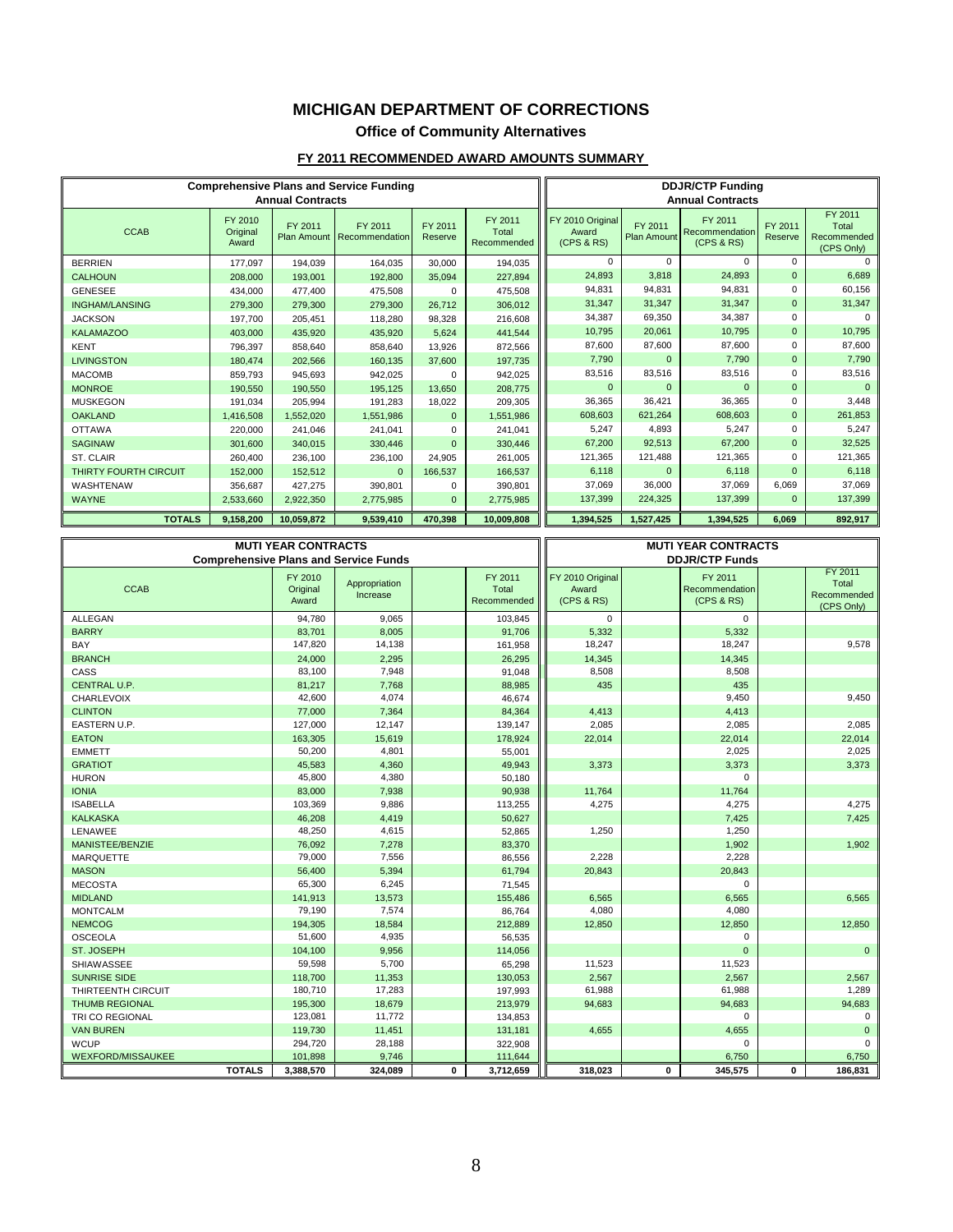# MICHIGAN DEPARTMENT OF CORRECTIONS

## Office of Community Alternatives

### FY 2011 RECOMMENDED AWARD AMOUNTS SUMMARY

| Comprehensive Plans and Service Funding Annual Contracts | | | | | | DDJR/CTP Funding Annual Contracts | | | | |
|---|---|---|---|---|---|---|---|---|---|---|
| CCAB | FY 2010 Original Award | FY 2011 Plan Amount | FY 2011 Recommendation | FY 2011 Reserve | FY 2011 Total Recommended | FY 2010 Original Award (CPS & RS) | FY 2011 Plan Amount | FY 2011 Recommendation (CPS & RS) | FY 2011 Reserve | FY 2011 Total Recommended (CPS Only) |
| BERRIEN | 177,097 | 194,039 | 164,035 | 30,000 | 194,035 | 0 | 0 | 0 | 0 | 0 |
| CALHOUN | 208,000 | 193,001 | 192,800 | 35,094 | 227,894 | 24,893 | 3,818 | 24,893 | 0 | 6,689 |
| GENESEE | 434,000 | 477,400 | 475,508 | 0 | 475,508 | 94,831 | 94,831 | 94,831 | 0 | 60,156 |
| INGHAM/LANSING | 279,300 | 279,300 | 279,300 | 26,712 | 306,012 | 31,347 | 31,347 | 31,347 | 0 | 31,347 |
| JACKSON | 197,700 | 205,451 | 118,280 | 98,328 | 216,608 | 34,387 | 69,350 | 34,387 | 0 | 0 |
| KALAMAZOO | 403,000 | 435,920 | 435,920 | 5,624 | 441,544 | 10,795 | 20,061 | 10,795 | 0 | 10,795 |
| KENT | 796,397 | 858,640 | 858,640 | 13,926 | 872,566 | 87,600 | 87,600 | 87,600 | 0 | 87,600 |
| LIVINGSTON | 180,474 | 202,566 | 160,135 | 37,600 | 197,735 | 7,790 | 0 | 7,790 | 0 | 7,790 |
| MACOMB | 859,793 | 945,693 | 942,025 | 0 | 942,025 | 83,516 | 83,516 | 83,516 | 0 | 83,516 |
| MONROE | 190,550 | 190,550 | 195,125 | 13,650 | 208,775 | 0 | 0 | 0 | 0 | 0 |
| MUSKEGON | 191,034 | 205,994 | 191,283 | 18,022 | 209,305 | 36,365 | 36,421 | 36,365 | 0 | 3,448 |
| OAKLAND | 1,416,508 | 1,552,020 | 1,551,986 | 0 | 1,551,986 | 608,603 | 621,264 | 608,603 | 0 | 261,853 |
| OTTAWA | 220,000 | 241,046 | 241,041 | 0 | 241,041 | 5,247 | 4,893 | 5,247 | 0 | 5,247 |
| SAGINAW | 301,600 | 340,015 | 330,446 | 0 | 330,446 | 67,200 | 92,513 | 67,200 | 0 | 32,525 |
| ST. CLAIR | 260,400 | 236,100 | 236,100 | 24,905 | 261,005 | 121,365 | 121,488 | 121,365 | 0 | 121,365 |
| THIRTY FOURTH CIRCUIT | 152,000 | 152,512 | 0 | 166,537 | 166,537 | 6,118 | 0 | 6,118 | 0 | 6,118 |
| WASHTENAW | 356,687 | 427,275 | 390,801 | 0 | 390,801 | 37,069 | 36,000 | 37,069 | 6,069 | 37,069 |
| WAYNE | 2,533,660 | 2,922,350 | 2,775,985 | 0 | 2,775,985 | 137,399 | 224,325 | 137,399 | 0 | 137,399 |
| **TOTALS** | **9,158,200** | **10,059,872** | **9,539,410** | **470,398** | **10,009,808** | **1,394,525** | **1,527,425** | **1,394,525** | **6,069** | **892,917** |

| MUTI YEAR CONTRACTS Comprehensive Plans and Service Funds | | | | | MUTI YEAR CONTRACTS DDJR/CTP Funds | | | | |
|---|---|---|---|---|---|---|---|---|---|
| CCAB | FY 2010 Original Award | Appropriation Increase | | FY 2011 Total Recommended | FY 2010 Original Award (CPS & RS) | | FY 2011 Recommendation (CPS & RS) | | FY 2011 Total Recommended (CPS Only) |
| ALLEGAN | 94,780 | 9,065 | | 103,845 | 0 | | 0 | | |
| BARRY | 83,701 | 8,005 | | 91,706 | 5,332 | | 5,332 | | |
| BAY | 147,820 | 14,138 | | 161,958 | 18,247 | | 18,247 | | 9,578 |
| BRANCH | 24,000 | 2,295 | | 26,295 | 14,345 | | 14,345 | | |
| CASS | 83,100 | 7,948 | | 91,048 | 8,508 | | 8,508 | | |
| CENTRAL U.P. | 81,217 | 7,768 | | 88,985 | 435 | | 435 | | |
| CHARLEVOIX | 42,600 | 4,074 | | 46,674 | | | 9,450 | | 9,450 |
| CLINTON | 77,000 | 7,364 | | 84,364 | 4,413 | | 4,413 | | |
| EASTERN U.P. | 127,000 | 12,147 | | 139,147 | 2,085 | | 2,085 | | 2,085 |
| EATON | 163,305 | 15,619 | | 178,924 | 22,014 | | 22,014 | | 22,014 |
| EMMETT | 50,200 | 4,801 | | 55,001 | | | 2,025 | | 2,025 |
| GRATIOT | 45,583 | 4,360 | | 49,943 | 3,373 | | 3,373 | | 3,373 |
| HURON | 45,800 | 4,380 | | 50,180 | | | 0 | | |
| IONIA | 83,000 | 7,938 | | 90,938 | 11,764 | | 11,764 | | |
| ISABELLA | 103,369 | 9,886 | | 113,255 | 4,275 | | 4,275 | | 4,275 |
| KALKASKA | 46,208 | 4,419 | | 50,627 | | | 7,425 | | 7,425 |
| LENAWEE | 48,250 | 4,615 | | 52,865 | 1,250 | | 1,250 | | |
| MANISTEE/BENZIE | 76,092 | 7,278 | | 83,370 | | | 1,902 | | 1,902 |
| MARQUETTE | 79,000 | 7,556 | | 86,556 | 2,228 | | 2,228 | | |
| MASON | 56,400 | 5,394 | | 61,794 | 20,843 | | 20,843 | | |
| MECOSTA | 65,300 | 6,245 | | 71,545 | | | 0 | | |
| MIDLAND | 141,913 | 13,573 | | 155,486 | 6,565 | | 6,565 | | 6,565 |
| MONTCALM | 79,190 | 7,574 | | 86,764 | 4,080 | | 4,080 | | |
| NEMCOG | 194,305 | 18,584 | | 212,889 | 12,850 | | 12,850 | | 12,850 |
| OSCEOLA | 51,600 | 4,935 | | 56,535 | | | 0 | | |
| ST. JOSEPH | 104,100 | 9,956 | | 114,056 | | | 0 | | 0 |
| SHIAWASSEE | 59,598 | 5,700 | | 65,298 | 11,523 | | 11,523 | | |
| SUNRISE SIDE | 118,700 | 11,353 | | 130,053 | 2,567 | | 2,567 | | 2,567 |
| THIRTEENTH CIRCUIT | 180,710 | 17,283 | | 197,993 | 61,988 | | 61,988 | | 1,289 |
| THUMB REGIONAL | 195,300 | 18,679 | | 213,979 | 94,683 | | 94,683 | | 94,683 |
| TRI CO REGIONAL | 123,081 | 11,772 | | 134,853 | | | 0 | | 0 |
| VAN BUREN | 119,730 | 11,451 | | 131,181 | 4,655 | | 4,655 | | 0 |
| WCUP | 294,720 | 28,188 | | 322,908 | | | 0 | | 0 |
| WEXFORD/MISSAUKEE | 101,898 | 9,746 | | 111,644 | | | 6,750 | | 6,750 |
| **TOTALS** | **3,388,570** | **324,089** | **0** | **3,712,659** | **318,023** | **0** | **345,575** | **0** | **186,831** |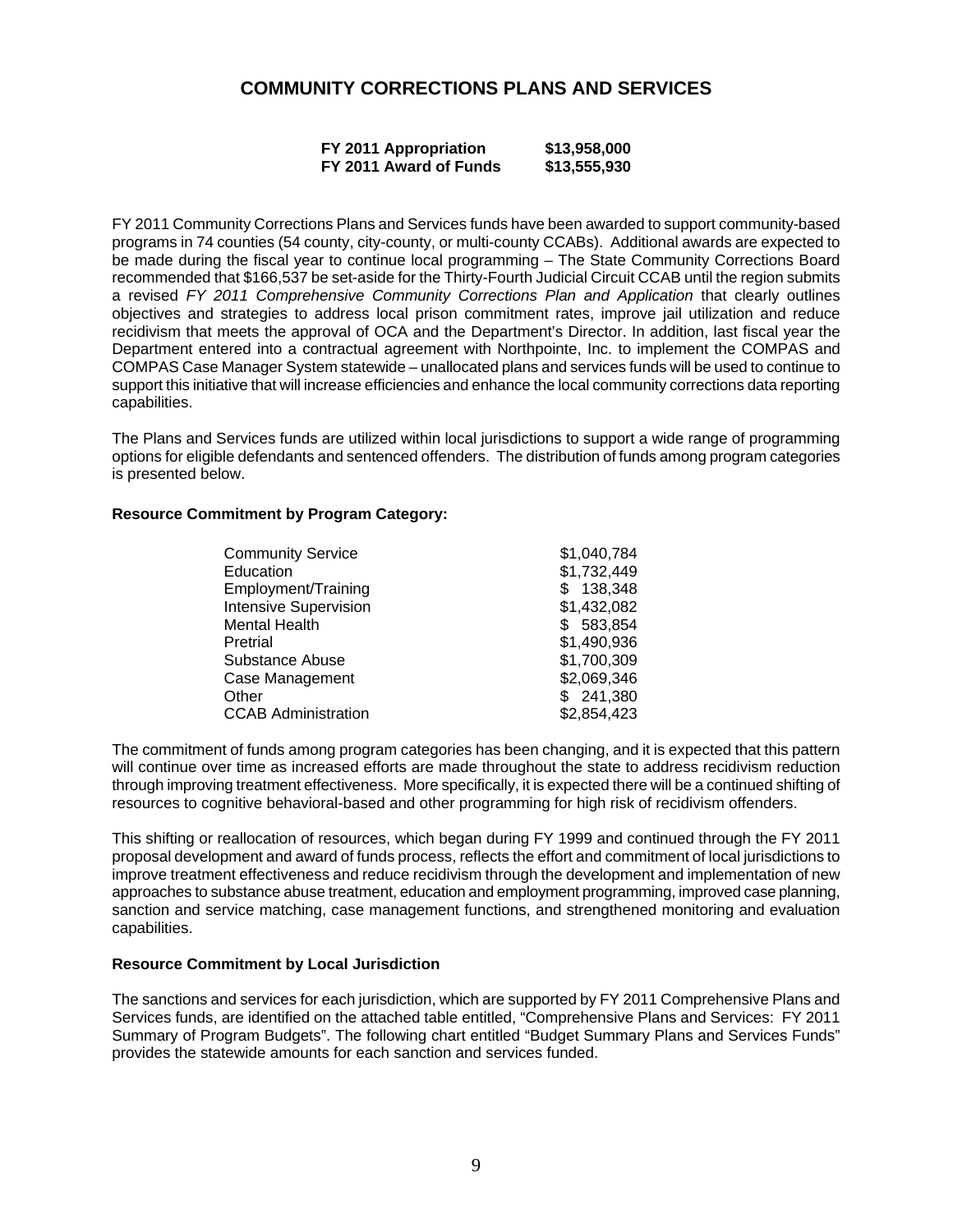# COMMUNITY CORRECTIONS PLANS AND SERVICES

| | |
|---|---|
| **FY 2011 Appropriation** | **$13,958,000** |
| **FY 2011 Award of Funds** | **$13,555,930** |

FY 2011 Community Corrections Plans and Services funds have been awarded to support community-based programs in 74 counties (54 county, city-county, or multi-county CCABs). Additional awards are expected to be made during the fiscal year to continue local programming – The State Community Corrections Board recommended that $166,537 be set-aside for the Thirty-Fourth Judicial Circuit CCAB until the region submits a revised *FY 2011 Comprehensive Community Corrections Plan and Application* that clearly outlines objectives and strategies to address local prison commitment rates, improve jail utilization and reduce recidivism that meets the approval of OCA and the Department's Director. In addition, last fiscal year the Department entered into a contractual agreement with Northpointe, Inc. to implement the COMPAS and COMPAS Case Manager System statewide – unallocated plans and services funds will be used to continue to support this initiative that will increase efficiencies and enhance the local community corrections data reporting capabilities.

The Plans and Services funds are utilized within local jurisdictions to support a wide range of programming options for eligible defendants and sentenced offenders. The distribution of funds among program categories is presented below.

**Resource Commitment by Program Category:**

| | |
|---|---|
| Community Service | $1,040,784 |
| Education | $1,732,449 |
| Employment/Training | $ 138,348 |
| Intensive Supervision | $1,432,082 |
| Mental Health | $ 583,854 |
| Pretrial | $1,490,936 |
| Substance Abuse | $1,700,309 |
| Case Management | $2,069,346 |
| Other | $ 241,380 |
| CCAB Administration | $2,854,423 |

The commitment of funds among program categories has been changing, and it is expected that this pattern will continue over time as increased efforts are made throughout the state to address recidivism reduction through improving treatment effectiveness. More specifically, it is expected there will be a continued shifting of resources to cognitive behavioral-based and other programming for high risk of recidivism offenders.

This shifting or reallocation of resources, which began during FY 1999 and continued through the FY 2011 proposal development and award of funds process, reflects the effort and commitment of local jurisdictions to improve treatment effectiveness and reduce recidivism through the development and implementation of new approaches to substance abuse treatment, education and employment programming, improved case planning, sanction and service matching, case management functions, and strengthened monitoring and evaluation capabilities.

**Resource Commitment by Local Jurisdiction**

The sanctions and services for each jurisdiction, which are supported by FY 2011 Comprehensive Plans and Services funds, are identified on the attached table entitled, "Comprehensive Plans and Services: FY 2011 Summary of Program Budgets". The following chart entitled "Budget Summary Plans and Services Funds" provides the statewide amounts for each sanction and services funded.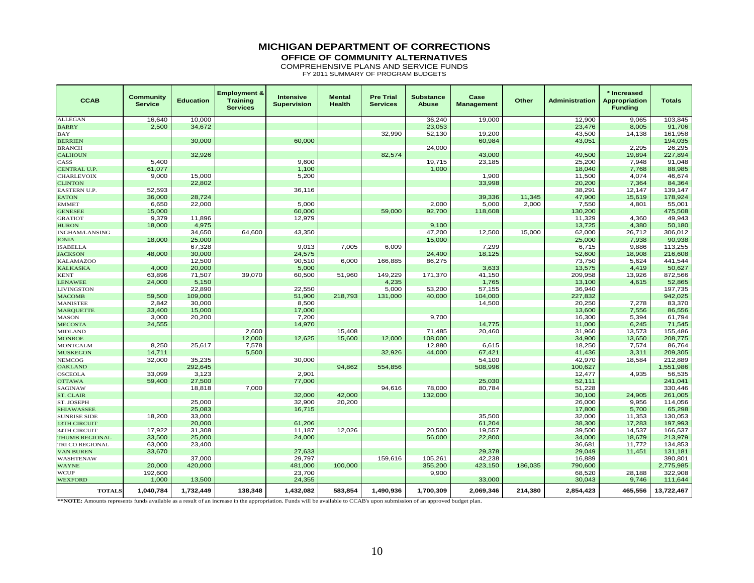# MICHIGAN DEPARTMENT OF CORRECTIONS

## OFFICE OF COMMUNITY ALTERNATIVES

COMPREHENSIVE PLANS AND SERVICE FUNDS

FY 2011 SUMMARY OF PROGRAM BUDGETS

| CCAB | Community Service | Education | Employment & Training Services | Intensive Supervision | Mental Health | Pre Trial Services | Substance Abuse | Case Management | Other | Administration | * Increased Appropriation Funding | Totals |
|---|---|---|---|---|---|---|---|---|---|---|---|---|
| ALLEGAN | 16,640 | 10,000 | | | | | 36,240 | 19,000 | | 12,900 | 9,065 | 103,845 |
| BARRY | 2,500 | 34,672 | | | | | 23,053 | | | 23,476 | 8,005 | 91,706 |
| BAY | | | | | | 32,990 | 52,130 | 19,200 | | 43,500 | 14,138 | 161,958 |
| BERRIEN | | 30,000 | | 60,000 | | | | 60,984 | | 43,051 | | 194,035 |
| BRANCH | | | | | | | 24,000 | | | | 2,295 | 26,295 |
| CALHOUN | | 32,926 | | | | 82,574 | | 43,000 | | 49,500 | 19,894 | 227,894 |
| CASS | 5,400 | | | 9,600 | | | 19,715 | 23,185 | | 25,200 | 7,948 | 91,048 |
| CENTRAL U.P. | 61,077 | | | 1,100 | | | 1,000 | | | 18,040 | 7,768 | 88,985 |
| CHARLEVOIX | 9,000 | 15,000 | | 5,200 | | | | 1,900 | | 11,500 | 4,074 | 46,674 |
| CLINTON | | 22,802 | | | | | | 33,998 | | 20,200 | 7,364 | 84,364 |
| EASTERN U.P. | 52,593 | | | 36,116 | | | | | | 38,291 | 12,147 | 139,147 |
| EATON | 36,000 | 28,724 | | | | | | 39,336 | 11,345 | 47,900 | 15,619 | 178,924 |
| EMMET | 6,650 | 22,000 | | 5,000 | | | 2,000 | 5,000 | 2,000 | 7,550 | 4,801 | 55,001 |
| GENESEE | 15,000 | | | 60,000 | | 59,000 | 92,700 | 118,608 | | 130,200 | | 475,508 |
| GRATIOT | 9,379 | 11,896 | | 12,979 | | | | | | 11,329 | 4,360 | 49,943 |
| HURON | 18,000 | 4,975 | | | | | 9,100 | | | 13,725 | 4,380 | 50,180 |
| INGHAM/LANSING | | 34,650 | 64,600 | 43,350 | | | 47,200 | 12,500 | 15,000 | 62,000 | 26,712 | 306,012 |
| IONIA | 18,000 | 25,000 | | | | | 15,000 | | | 25,000 | 7,938 | 90,938 |
| ISABELLA | | 67,328 | | 9,013 | 7,005 | 6,009 | | 7,299 | | 6,715 | 9,886 | 113,255 |
| JACKSON | 48,000 | 30,000 | | 24,575 | | | 24,400 | 18,125 | | 52,600 | 18,908 | 216,608 |
| KALAMAZOO | | 12,500 | | 90,510 | 6,000 | 166,885 | 86,275 | | | 73,750 | 5,624 | 441,544 |
| KALKASKA | 4,000 | 20,000 | | 5,000 | | | | 3,633 | | 13,575 | 4,419 | 50,627 |
| KENT | 63,896 | 71,507 | 39,070 | 60,500 | 51,960 | 149,229 | 171,370 | 41,150 | | 209,958 | 13,926 | 872,566 |
| LENAWEE | 24,000 | 5,150 | | | | 4,235 | | 1,765 | | 13,100 | 4,615 | 52,865 |
| LIVINGSTON | | 22,890 | | 22,550 | | 5,000 | 53,200 | 57,155 | | 36,940 | | 197,735 |
| MACOMB | 59,500 | 109,000 | | 51,900 | 218,793 | 131,000 | 40,000 | 104,000 | | 227,832 | | 942,025 |
| MANISTEE | 2,842 | 30,000 | | 8,500 | | | | 14,500 | | 20,250 | 7,278 | 83,370 |
| MARQUETTE | 33,400 | 15,000 | | 17,000 | | | | | | 13,600 | 7,556 | 86,556 |
| MASON | 3,000 | 20,200 | | 7,200 | | | 9,700 | | | 16,300 | 5,394 | 61,794 |
| MECOSTA | 24,555 | | | 14,970 | | | | 14,775 | | 11,000 | 6,245 | 71,545 |
| MIDLAND | | | 2,600 | | 15,408 | | 71,485 | 20,460 | | 31,960 | 13,573 | 155,486 |
| MONROE | | | 12,000 | 12,625 | 15,600 | 12,000 | 108,000 | | | 34,900 | 13,650 | 208,775 |
| MONTCALM | 8,250 | 25,617 | 7,578 | | | | 12,880 | 6,615 | | 18,250 | 7,574 | 86,764 |
| MUSKEGON | 14,711 | | 5,500 | | | 32,926 | 44,000 | 67,421 | | 41,436 | 3,311 | 209,305 |
| NEMCOG | 32,000 | 35,235 | | 30,000 | | | | 54,100 | | 42,970 | 18,584 | 212,889 |
| OAKLAND | | 292,645 | | | 94,862 | 554,856 | | 508,996 | | 100,627 | | 1,551,986 |
| OSCEOLA | 33,099 | 3,123 | | 2,901 | | | | | | 12,477 | 4,935 | 56,535 |
| OTTAWA | 59,400 | 27,500 | | 77,000 | | | | 25,030 | | 52,111 | | 241,041 |
| SAGINAW | | 18,818 | 7,000 | | | 94,616 | 78,000 | 80,784 | | 51,228 | | 330,446 |
| ST. CLAIR | | | | 32,000 | 42,000 | | 132,000 | | | 30,100 | 24,905 | 261,005 |
| ST. JOSEPH | | 25,000 | | 32,900 | 20,200 | | | | | 26,000 | 9,956 | 114,056 |
| SHIAWASSEE | | 25,083 | | 16,715 | | | | | | 17,800 | 5,700 | 65,298 |
| SUNRISE SIDE | 18,200 | 33,000 | | | | | | 35,500 | | 32,000 | 11,353 | 130,053 |
| 13TH CIRCUIT | | 20,000 | | 61,206 | | | | 61,204 | | 38,300 | 17,283 | 197,993 |
| 34TH CIRCUIT | 17,922 | 31,308 | | 11,187 | 12,026 | | 20,500 | 19,557 | | 39,500 | 14,537 | 166,537 |
| THUMB REGIONAL | 33,500 | 25,000 | | 24,000 | | | 56,000 | 22,800 | | 34,000 | 18,679 | 213,979 |
| TRI CO REGIONAL | 63,000 | 23,400 | | | | | | | | 36,681 | 11,772 | 134,853 |
| VAN BUREN | 33,670 | | | 27,633 | | | | 29,378 | | 29,049 | 11,451 | 131,181 |
| WASHTENAW | | 37,000 | | 29,797 | | 159,616 | 105,261 | 42,238 | | 16,889 | | 390,801 |
| WAYNE | 20,000 | 420,000 | | 481,000 | 100,000 | | 355,200 | 423,150 | 186,035 | 790,600 | | 2,775,985 |
| WCUP | 192,600 | | | 23,700 | | | 9,900 | | | 68,520 | 28,188 | 322,908 |
| WEXFORD | 1,000 | 13,500 | | 24,355 | | | | 33,000 | | 30,043 | 9,746 | 111,644 |
| **TOTALS** | **1,040,784** | **1,732,449** | **138,348** | **1,432,082** | **583,854** | **1,490,936** | **1,700,309** | **2,069,346** | **214,380** | **2,854,423** | **465,556** | **13,722,467** |

**\*\*NOTE:** Amounts represents funds available as a result of an increase in the appropriation. Funds will be available to CCAB's upon submission of an approved budget plan.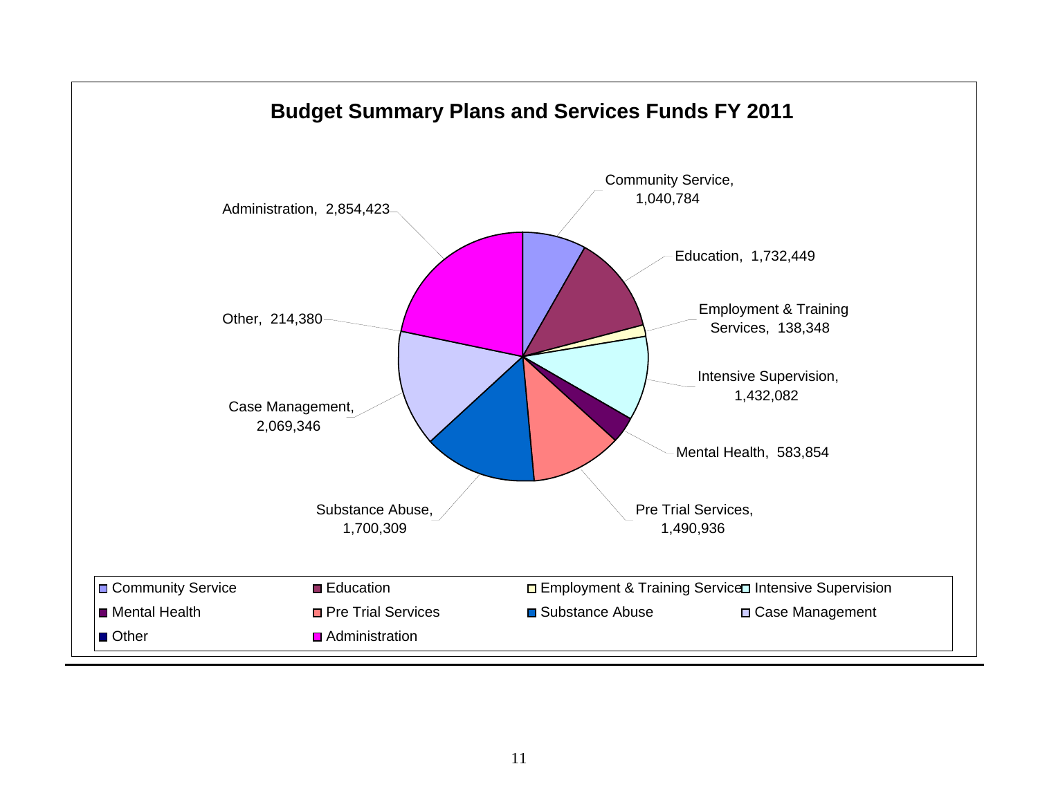## Budget Summary Plans and Services Funds FY 2011

| Category | Amount |
|---|---|
| Community Service | 1,040,784 |
| Education | 1,732,449 |
| Employment & Training Services | 138,348 |
| Intensive Supervision | 1,432,082 |
| Mental Health | 583,854 |
| Pre Trial Services | 1,490,936 |
| Substance Abuse | 1,700,309 |
| Case Management | 2,069,346 |
| Other | 214,380 |
| Administration | 2,854,423 |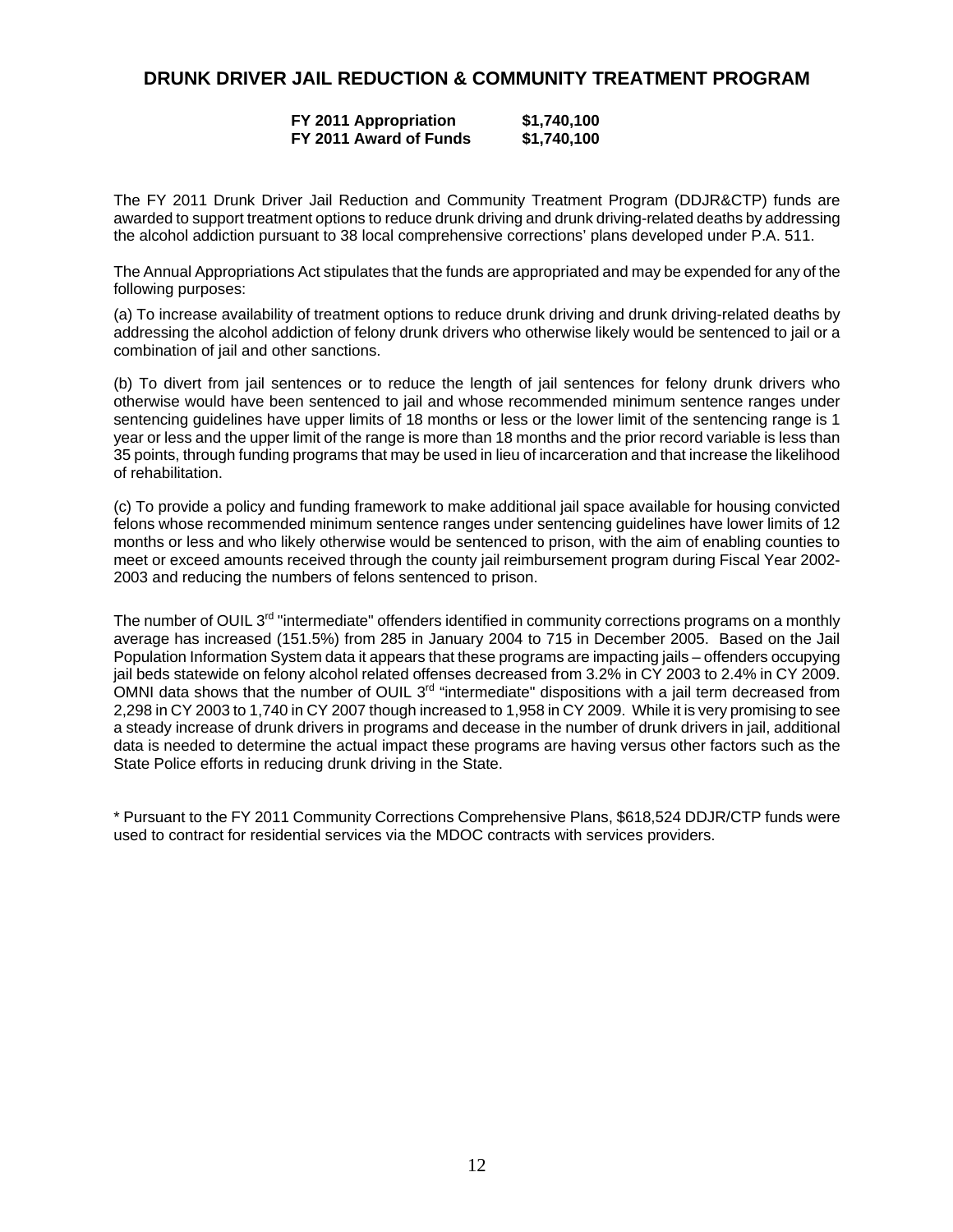# DRUNK DRIVER JAIL REDUCTION & COMMUNITY TREATMENT PROGRAM

| | |
|---|---|
| **FY 2011 Appropriation** | **$1,740,100** |
| **FY 2011 Award of Funds** | **$1,740,100** |

The FY 2011 Drunk Driver Jail Reduction and Community Treatment Program (DDJR&CTP) funds are awarded to support treatment options to reduce drunk driving and drunk driving-related deaths by addressing the alcohol addiction pursuant to 38 local comprehensive corrections' plans developed under P.A. 511.

The Annual Appropriations Act stipulates that the funds are appropriated and may be expended for any of the following purposes:

(a) To increase availability of treatment options to reduce drunk driving and drunk driving-related deaths by addressing the alcohol addiction of felony drunk drivers who otherwise likely would be sentenced to jail or a combination of jail and other sanctions.

(b) To divert from jail sentences or to reduce the length of jail sentences for felony drunk drivers who otherwise would have been sentenced to jail and whose recommended minimum sentence ranges under sentencing guidelines have upper limits of 18 months or less or the lower limit of the sentencing range is 1 year or less and the upper limit of the range is more than 18 months and the prior record variable is less than 35 points, through funding programs that may be used in lieu of incarceration and that increase the likelihood of rehabilitation.

(c) To provide a policy and funding framework to make additional jail space available for housing convicted felons whose recommended minimum sentence ranges under sentencing guidelines have lower limits of 12 months or less and who likely otherwise would be sentenced to prison, with the aim of enabling counties to meet or exceed amounts received through the county jail reimbursement program during Fiscal Year 2002-2003 and reducing the numbers of felons sentenced to prison.

The number of OUIL 3rd "intermediate" offenders identified in community corrections programs on a monthly average has increased (151.5%) from 285 in January 2004 to 715 in December 2005. Based on the Jail Population Information System data it appears that these programs are impacting jails – offenders occupying jail beds statewide on felony alcohol related offenses decreased from 3.2% in CY 2003 to 2.4% in CY 2009. OMNI data shows that the number of OUIL 3rd "intermediate" dispositions with a jail term decreased from 2,298 in CY 2003 to 1,740 in CY 2007 though increased to 1,958 in CY 2009. While it is very promising to see a steady increase of drunk drivers in programs and decease in the number of drunk drivers in jail, additional data is needed to determine the actual impact these programs are having versus other factors such as the State Police efforts in reducing drunk driving in the State.

\* Pursuant to the FY 2011 Community Corrections Comprehensive Plans, $618,524 DDJR/CTP funds were used to contract for residential services via the MDOC contracts with services providers.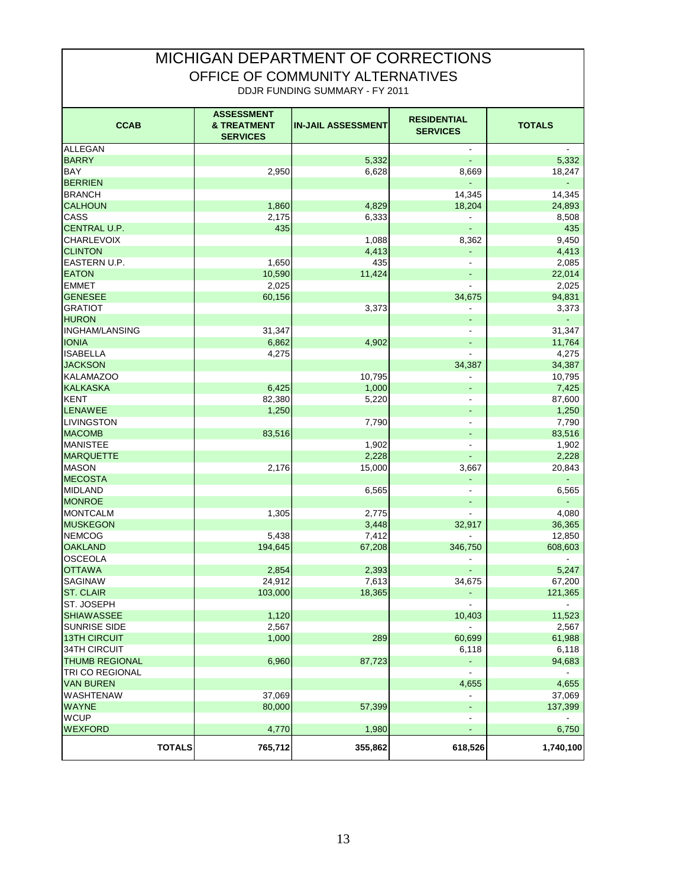# MICHIGAN DEPARTMENT OF CORRECTIONS

## OFFICE OF COMMUNITY ALTERNATIVES

DDJR FUNDING SUMMARY - FY 2011

| CCAB | ASSESSMENT & TREATMENT SERVICES | IN-JAIL ASSESSMENT | RESIDENTIAL SERVICES | TOTALS |
|---|---|---|---|---|
| ALLEGAN | | | - | - |
| BARRY | | 5,332 | - | 5,332 |
| BAY | 2,950 | 6,628 | 8,669 | 18,247 |
| BERRIEN | | | - | - |
| BRANCH | | | 14,345 | 14,345 |
| CALHOUN | 1,860 | 4,829 | 18,204 | 24,893 |
| CASS | 2,175 | 6,333 | - | 8,508 |
| CENTRAL U.P. | 435 | | - | 435 |
| CHARLEVOIX | | 1,088 | 8,362 | 9,450 |
| CLINTON | | 4,413 | - | 4,413 |
| EASTERN U.P. | 1,650 | 435 | - | 2,085 |
| EATON | 10,590 | 11,424 | - | 22,014 |
| EMMET | 2,025 | | - | 2,025 |
| GENESEE | 60,156 | | 34,675 | 94,831 |
| GRATIOT | | 3,373 | - | 3,373 |
| HURON | | | - | - |
| INGHAM/LANSING | 31,347 | | - | 31,347 |
| IONIA | 6,862 | 4,902 | - | 11,764 |
| ISABELLA | 4,275 | | - | 4,275 |
| JACKSON | | | 34,387 | 34,387 |
| KALAMAZOO | | 10,795 | - | 10,795 |
| KALKASKA | 6,425 | 1,000 | - | 7,425 |
| KENT | 82,380 | 5,220 | - | 87,600 |
| LENAWEE | 1,250 | | - | 1,250 |
| LIVINGSTON | | 7,790 | - | 7,790 |
| MACOMB | 83,516 | | - | 83,516 |
| MANISTEE | | 1,902 | - | 1,902 |
| MARQUETTE | | 2,228 | - | 2,228 |
| MASON | 2,176 | 15,000 | 3,667 | 20,843 |
| MECOSTA | | | - | - |
| MIDLAND | | 6,565 | - | 6,565 |
| MONROE | | | - | - |
| MONTCALM | 1,305 | 2,775 | - | 4,080 |
| MUSKEGON | | 3,448 | 32,917 | 36,365 |
| NEMCOG | 5,438 | 7,412 | - | 12,850 |
| OAKLAND | 194,645 | 67,208 | 346,750 | 608,603 |
| OSCEOLA | | | - | - |
| OTTAWA | 2,854 | 2,393 | - | 5,247 |
| SAGINAW | 24,912 | 7,613 | 34,675 | 67,200 |
| ST. CLAIR | 103,000 | 18,365 | - | 121,365 |
| ST. JOSEPH | | | - | - |
| SHIAWASSEE | 1,120 | | 10,403 | 11,523 |
| SUNRISE SIDE | 2,567 | | - | 2,567 |
| 13TH CIRCUIT | 1,000 | 289 | 60,699 | 61,988 |
| 34TH CIRCUIT | | | 6,118 | 6,118 |
| THUMB REGIONAL | 6,960 | 87,723 | - | 94,683 |
| TRI CO REGIONAL | | | - | - |
| VAN BUREN | | | 4,655 | 4,655 |
| WASHTENAW | 37,069 | | - | 37,069 |
| WAYNE | 80,000 | 57,399 | - | 137,399 |
| WCUP | | | - | - |
| WEXFORD | 4,770 | 1,980 | - | 6,750 |
| **TOTALS** | **765,712** | **355,862** | **618,526** | **1,740,100** |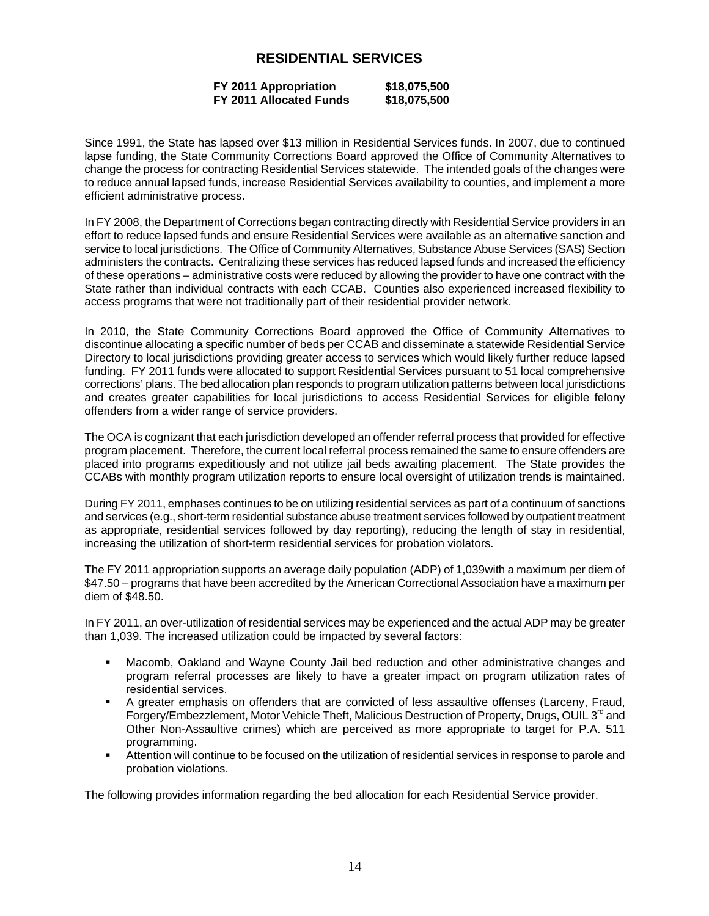# RESIDENTIAL SERVICES

| | |
|---|---|
| **FY 2011 Appropriation** | **$18,075,500** |
| **FY 2011 Allocated Funds** | **$18,075,500** |

Since 1991, the State has lapsed over $13 million in Residential Services funds. In 2007, due to continued lapse funding, the State Community Corrections Board approved the Office of Community Alternatives to change the process for contracting Residential Services statewide. The intended goals of the changes were to reduce annual lapsed funds, increase Residential Services availability to counties, and implement a more efficient administrative process.

In FY 2008, the Department of Corrections began contracting directly with Residential Service providers in an effort to reduce lapsed funds and ensure Residential Services were available as an alternative sanction and service to local jurisdictions. The Office of Community Alternatives, Substance Abuse Services (SAS) Section administers the contracts. Centralizing these services has reduced lapsed funds and increased the efficiency of these operations – administrative costs were reduced by allowing the provider to have one contract with the State rather than individual contracts with each CCAB. Counties also experienced increased flexibility to access programs that were not traditionally part of their residential provider network.

In 2010, the State Community Corrections Board approved the Office of Community Alternatives to discontinue allocating a specific number of beds per CCAB and disseminate a statewide Residential Service Directory to local jurisdictions providing greater access to services which would likely further reduce lapsed funding. FY 2011 funds were allocated to support Residential Services pursuant to 51 local comprehensive corrections' plans. The bed allocation plan responds to program utilization patterns between local jurisdictions and creates greater capabilities for local jurisdictions to access Residential Services for eligible felony offenders from a wider range of service providers.

The OCA is cognizant that each jurisdiction developed an offender referral process that provided for effective program placement. Therefore, the current local referral process remained the same to ensure offenders are placed into programs expeditiously and not utilize jail beds awaiting placement. The State provides the CCABs with monthly program utilization reports to ensure local oversight of utilization trends is maintained.

During FY 2011, emphases continues to be on utilizing residential services as part of a continuum of sanctions and services (e.g., short-term residential substance abuse treatment services followed by outpatient treatment as appropriate, residential services followed by day reporting), reducing the length of stay in residential, increasing the utilization of short-term residential services for probation violators.

The FY 2011 appropriation supports an average daily population (ADP) of 1,039with a maximum per diem of $47.50 – programs that have been accredited by the American Correctional Association have a maximum per diem of $48.50.

In FY 2011, an over-utilization of residential services may be experienced and the actual ADP may be greater than 1,039. The increased utilization could be impacted by several factors:

- Macomb, Oakland and Wayne County Jail bed reduction and other administrative changes and program referral processes are likely to have a greater impact on program utilization rates of residential services.
- A greater emphasis on offenders that are convicted of less assaultive offenses (Larceny, Fraud, Forgery/Embezzlement, Motor Vehicle Theft, Malicious Destruction of Property, Drugs, OUIL 3rd and Other Non-Assaultive crimes) which are perceived as more appropriate to target for P.A. 511 programming.
- Attention will continue to be focused on the utilization of residential services in response to parole and probation violations.

The following provides information regarding the bed allocation for each Residential Service provider.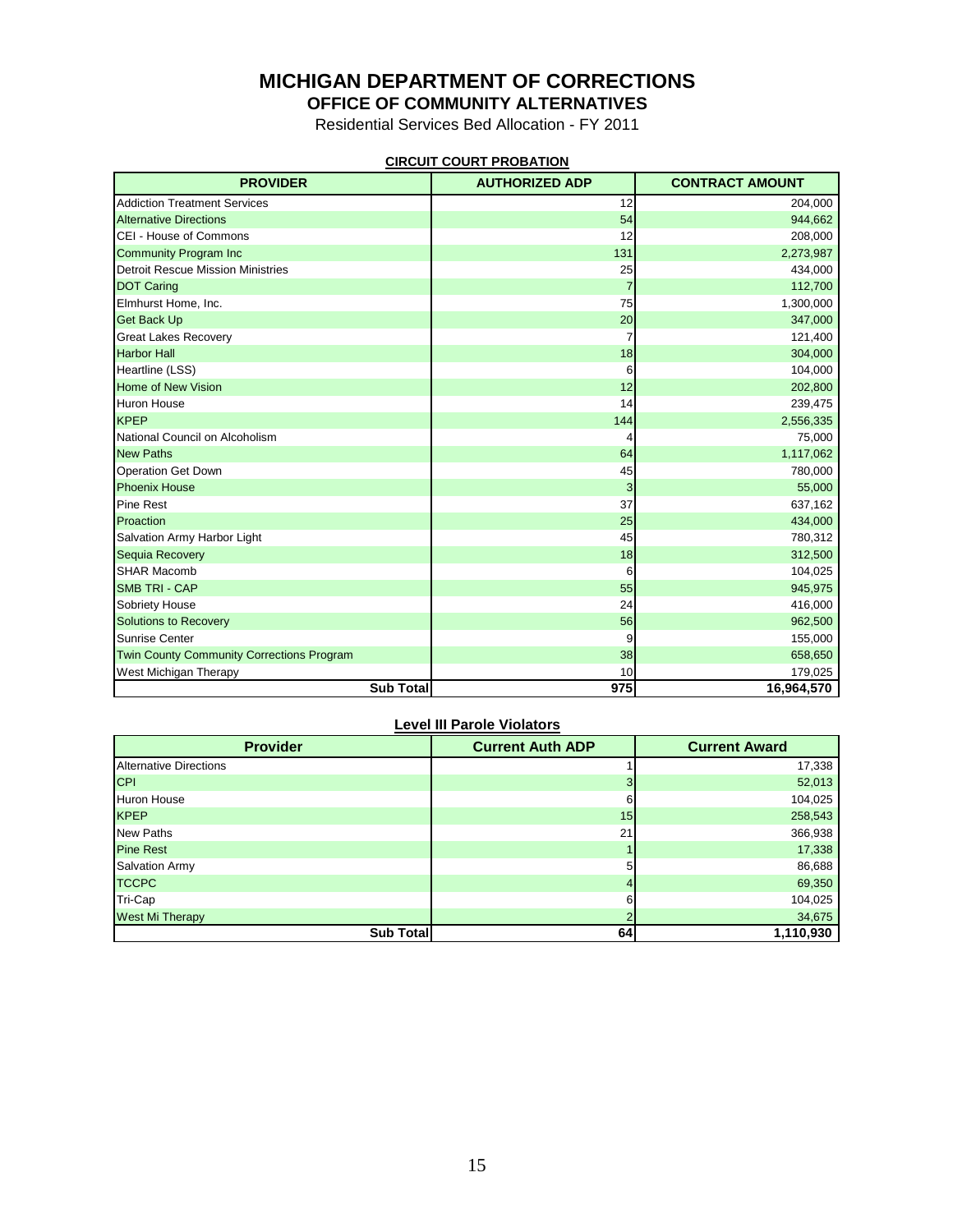# MICHIGAN DEPARTMENT OF CORRECTIONS

## OFFICE OF COMMUNITY ALTERNATIVES

Residential Services Bed Allocation - FY 2011

**CIRCUIT COURT PROBATION**

| PROVIDER | AUTHORIZED ADP | CONTRACT AMOUNT |
|---|---|---|
| Addiction Treatment Services | 12 | 204,000 |
| Alternative Directions | 54 | 944,662 |
| CEI - House of Commons | 12 | 208,000 |
| Community Program Inc | 131 | 2,273,987 |
| Detroit Rescue Mission Ministries | 25 | 434,000 |
| DOT Caring | 7 | 112,700 |
| Elmhurst Home, Inc. | 75 | 1,300,000 |
| Get Back Up | 20 | 347,000 |
| Great Lakes Recovery | 7 | 121,400 |
| Harbor Hall | 18 | 304,000 |
| Heartline (LSS) | 6 | 104,000 |
| Home of New Vision | 12 | 202,800 |
| Huron House | 14 | 239,475 |
| KPEP | 144 | 2,556,335 |
| National Council on Alcoholism | 4 | 75,000 |
| New Paths | 64 | 1,117,062 |
| Operation Get Down | 45 | 780,000 |
| Phoenix House | 3 | 55,000 |
| Pine Rest | 37 | 637,162 |
| Proaction | 25 | 434,000 |
| Salvation Army Harbor Light | 45 | 780,312 |
| Sequia Recovery | 18 | 312,500 |
| SHAR Macomb | 6 | 104,025 |
| SMB TRI - CAP | 55 | 945,975 |
| Sobriety House | 24 | 416,000 |
| Solutions to Recovery | 56 | 962,500 |
| Sunrise Center | 9 | 155,000 |
| Twin County Community Corrections Program | 38 | 658,650 |
| West Michigan Therapy | 10 | 179,025 |
| **Sub Total** | **975** | **16,964,570** |

**Level III Parole Violators**

| Provider | Current Auth ADP | Current Award |
|---|---|---|
| Alternative Directions | 1 | 17,338 |
| CPI | 3 | 52,013 |
| Huron House | 6 | 104,025 |
| KPEP | 15 | 258,543 |
| New Paths | 21 | 366,938 |
| Pine Rest | 1 | 17,338 |
| Salvation Army | 5 | 86,688 |
| TCCPC | 4 | 69,350 |
| Tri-Cap | 6 | 104,025 |
| West Mi Therapy | 2 | 34,675 |
| **Sub Total** | **64** | **1,110,930** |